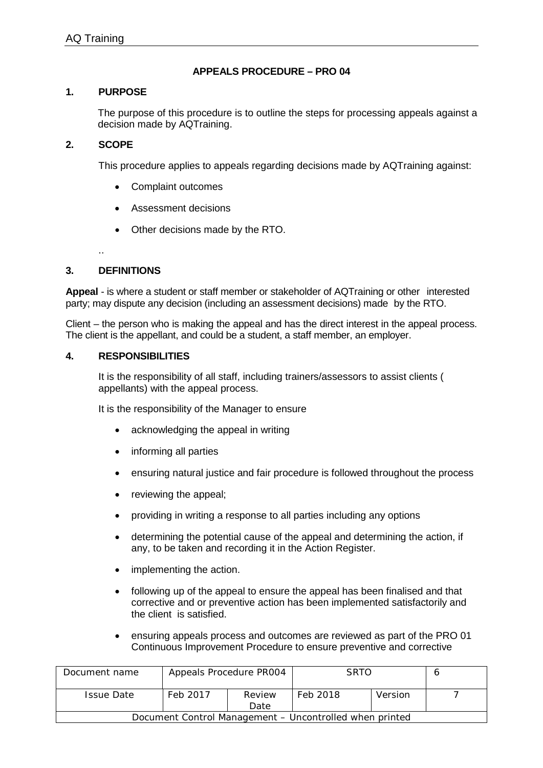# APPEALS PROCEDURE – PRO 04

## 1. PURPOSE

The purpose of this procedure is to outline the steps for processing appeals against a decision made by AQTraining.

## 2. SCOPE

This procedure applies to appeals regarding decisions made by AQTraining against:

- Complaint outcomes
- Assessment decisions
- Other decisions made by the RTO.

..

## 3. DEFINITIONS

**Appeal** - is where a student or staff member or stakeholder of AQTraining or other interested party; may dispute any decision (including an assessment decisions) made by the RTO.

Client – the person who is making the appeal and has the direct interest in the appeal process. The client is the appellant, and could be a student, a staff member, an employer.

## 4. RESPONSIBILITIES

It is the responsibility of all staff, including trainers/assessors to assist clients ( appellants) with the appeal process.

It is the responsibility of the Manager to ensure

- acknowledging the appeal in writing
- informing all parties
- ensuring natural justice and fair procedure is followed throughout the process
- reviewing the appeal;
- providing in writing a response to all parties including any options
- determining the potential cause of the appeal and determining the action, if any, to be taken and recording it in the Action Register.
- implementing the action.
- following up of the appeal to ensure the appeal has been finalised and that corrective and or preventive action has been implemented satisfactorily and the client is satisfied.
- ensuring appeals process and outcomes are reviewed as part of the PRO 01 Continuous Improvement Procedure to ensure preventive and corrective

| Document name | Appeals Procedure PR004 | | SRTO | | 6 |
|---|---|---|---|---|---|
| Issue Date | Feb 2017 | Review Date | Feb 2018 | Version | 7 |
| Document Control Management – Uncontrolled when printed | | | | | |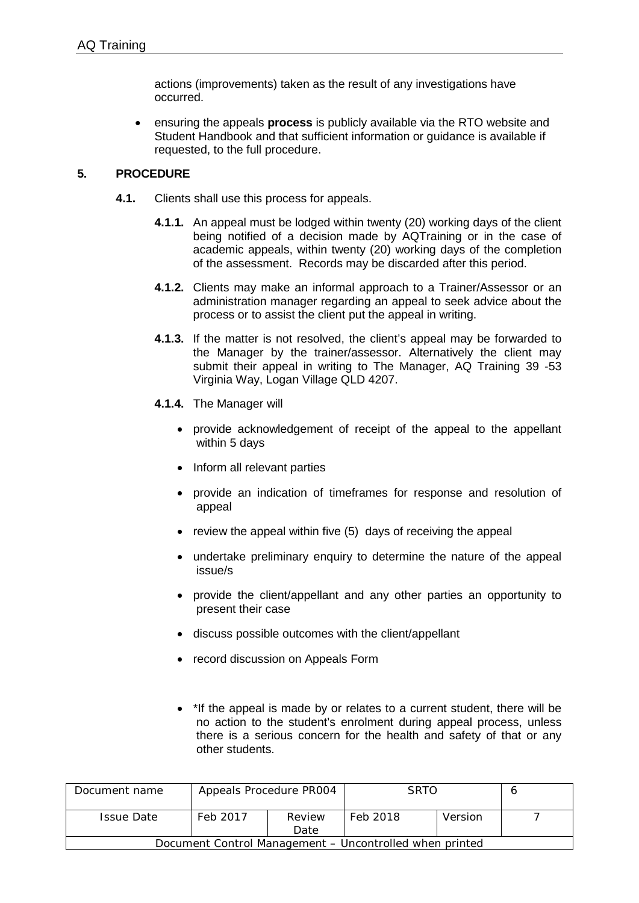actions (improvements) taken as the result of any investigations have occurred.

- ensuring the appeals **process** is publicly available via the RTO website and Student Handbook and that sufficient information or guidance is available if requested, to the full procedure.

## 5. PROCEDURE

**4.1.** Clients shall use this process for appeals.

**4.1.1.** An appeal must be lodged within twenty (20) working days of the client being notified of a decision made by AQTraining or in the case of academic appeals, within twenty (20) working days of the completion of the assessment. Records may be discarded after this period.

**4.1.2.** Clients may make an informal approach to a Trainer/Assessor or an administration manager regarding an appeal to seek advice about the process or to assist the client put the appeal in writing.

**4.1.3.** If the matter is not resolved, the client's appeal may be forwarded to the Manager by the trainer/assessor. Alternatively the client may submit their appeal in writing to The Manager, AQ Training 39 -53 Virginia Way, Logan Village QLD 4207.

**4.1.4.** The Manager will

- provide acknowledgement of receipt of the appeal to the appellant within 5 days
- Inform all relevant parties
- provide an indication of timeframes for response and resolution of appeal
- review the appeal within five (5) days of receiving the appeal
- undertake preliminary enquiry to determine the nature of the appeal issue/s
- provide the client/appellant and any other parties an opportunity to present their case
- discuss possible outcomes with the client/appellant
- record discussion on Appeals Form

- *If the appeal is made by or relates to a current student, there will be no action to the student's enrolment during appeal process, unless there is a serious concern for the health and safety of that or any other students.

| Document name | Appeals Procedure PR004 | | SRTO | | 6 |
|---|---|---|---|---|---|
| Issue Date | Feb 2017 | Review Date | Feb 2018 | Version | 7 |
| Document Control Management – Uncontrolled when printed | | | | | |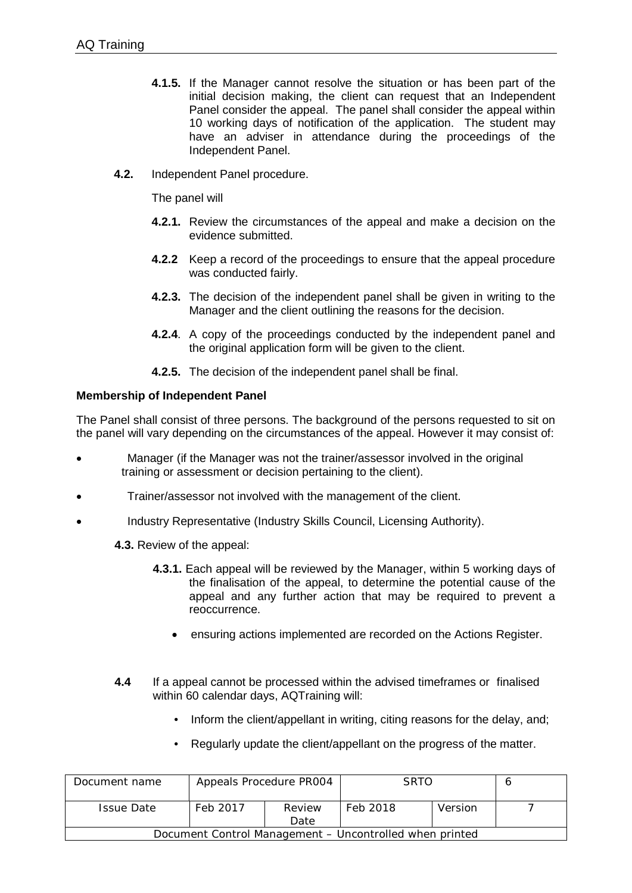**4.1.5.** If the Manager cannot resolve the situation or has been part of the initial decision making, the client can request that an Independent Panel consider the appeal. The panel shall consider the appeal within 10 working days of notification of the application. The student may have an adviser in attendance during the proceedings of the Independent Panel.

**4.2.** Independent Panel procedure.

The panel will

**4.2.1.** Review the circumstances of the appeal and make a decision on the evidence submitted.

**4.2.2** Keep a record of the proceedings to ensure that the appeal procedure was conducted fairly.

**4.2.3.** The decision of the independent panel shall be given in writing to the Manager and the client outlining the reasons for the decision.

**4.2.4**. A copy of the proceedings conducted by the independent panel and the original application form will be given to the client.

**4.2.5.** The decision of the independent panel shall be final.

**Membership of Independent Panel**

The Panel shall consist of three persons. The background of the persons requested to sit on the panel will vary depending on the circumstances of the appeal. However it may consist of:

- Manager (if the Manager was not the trainer/assessor involved in the original training or assessment or decision pertaining to the client).
- Trainer/assessor not involved with the management of the client.
- Industry Representative (Industry Skills Council, Licensing Authority).

**4.3.** Review of the appeal:

**4.3.1.** Each appeal will be reviewed by the Manager, within 5 working days of the finalisation of the appeal, to determine the potential cause of the appeal and any further action that may be required to prevent a reoccurrence.

- ensuring actions implemented are recorded on the Actions Register.

**4.4** If a appeal cannot be processed within the advised timeframes or finalised within 60 calendar days, AQTraining will:

- Inform the client/appellant in writing, citing reasons for the delay, and;
- Regularly update the client/appellant on the progress of the matter.

| Document name | Appeals Procedure PR004 | | SRTO | | 6 |
|---|---|---|---|---|---|
| Issue Date | Feb 2017 | Review Date | Feb 2018 | Version | 7 |
| Document Control Management – Uncontrolled when printed | | | | | |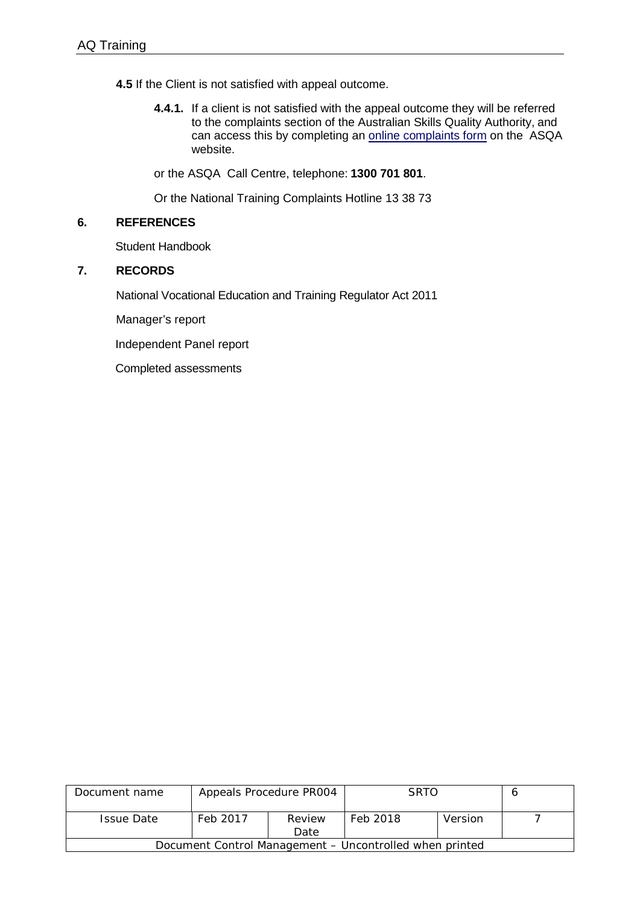**4.5** If the Client is not satisfied with appeal outcome.

**4.4.1.** If a client is not satisfied with the appeal outcome they will be referred to the complaints section of the Australian Skills Quality Authority, and can access this by completing an online complaints form on the ASQA website.

or the ASQA Call Centre, telephone: **1300 701 801**.

Or the National Training Complaints Hotline 13 38 73

## 6. REFERENCES

Student Handbook

## 7. RECORDS

National Vocational Education and Training Regulator Act 2011

Manager's report

Independent Panel report

Completed assessments

| | | | | | |
|---|---|---|---|---|---|
| Document name | Appeals Procedure PR004 | | SRTO | | 6 |
| Issue Date | Feb 2017 | Review Date | Feb 2018 | Version | 7 |
| Document Control Management – Uncontrolled when printed | | | | | |